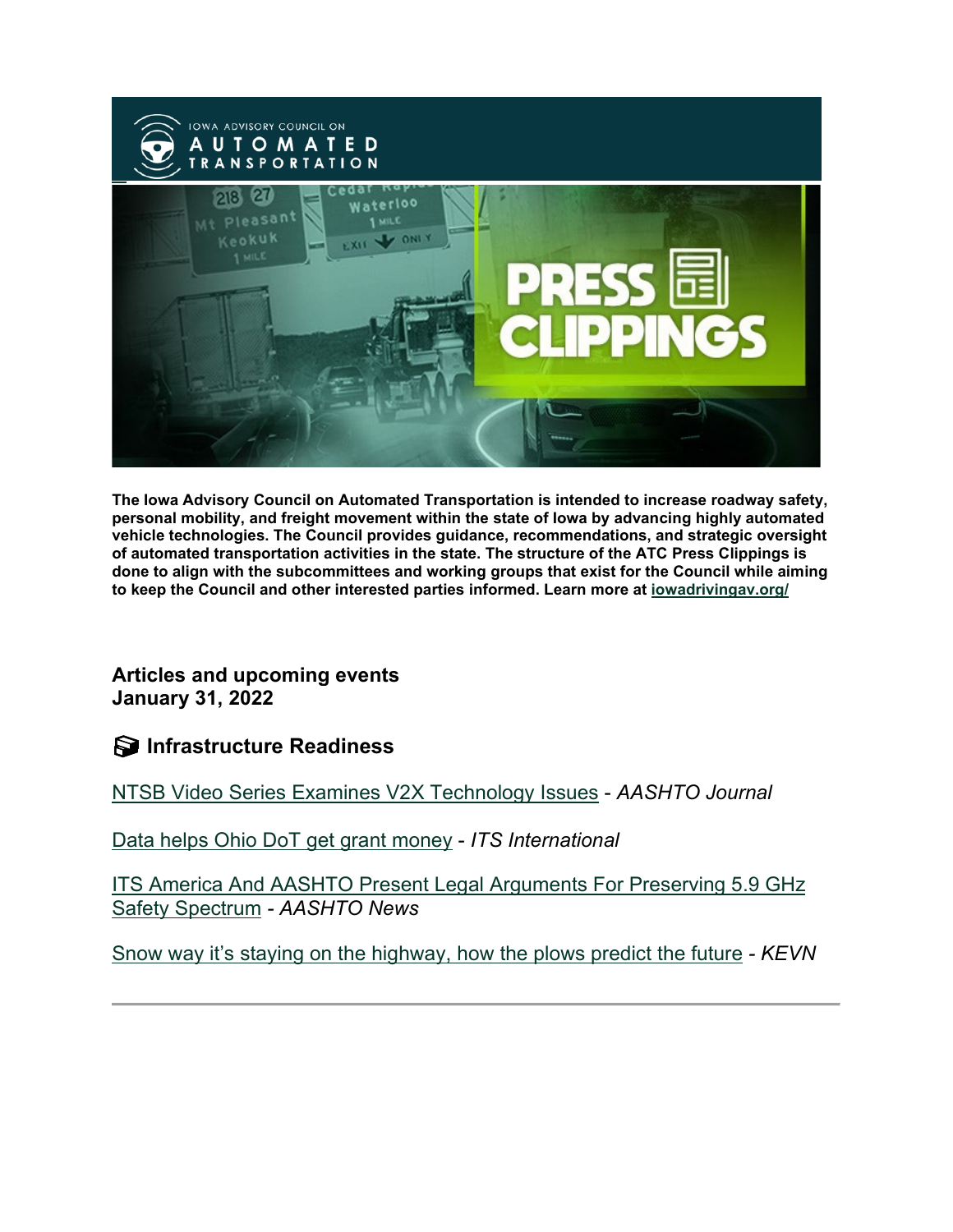**The Iowa Advisory Council on Automated Transportation is intended to increase roadway safety, personal mobility, and freight movement within the state of Iowa by advancing highly automated vehicle technologies. The Council provides guidance, recommendations, and strategic oversight of automated transportation activities in the state. The structure of the ATC Press Clippings is done to align with the subcommittees and working groups that exist for the Council while aiming to keep the Council and other interested parties informed. Learn more at iowadrivingav.org/**

## Articles and upcoming events
## January 31, 2022

### Infrastructure Readiness

NTSB Video Series Examines V2X Technology Issues - *AASHTO Journal*

Data helps Ohio DoT get grant money - *ITS International*

ITS America And AASHTO Present Legal Arguments For Preserving 5.9 GHz Safety Spectrum - *AASHTO News*

Snow way it's staying on the highway, how the plows predict the future - *KEVN*

---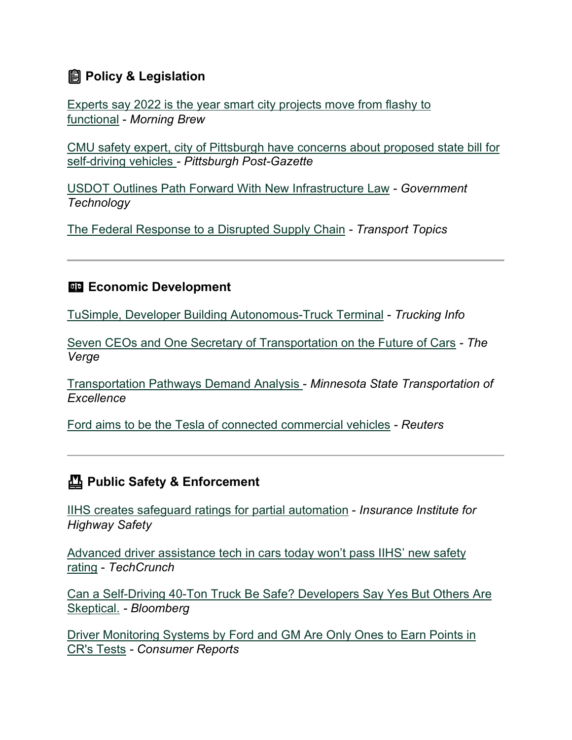## 📋 Policy & Legislation

Experts say 2022 is the year smart city projects move from flashy to functional - *Morning Brew*

CMU safety expert, city of Pittsburgh have concerns about proposed state bill for self-driving vehicles - *Pittsburgh Post-Gazette*

USDOT Outlines Path Forward With New Infrastructure Law - *Government Technology*

The Federal Response to a Disrupted Supply Chain - *Transport Topics*

---

## 💱 Economic Development

TuSimple, Developer Building Autonomous-Truck Terminal - *Trucking Info*

Seven CEOs and One Secretary of Transportation on the Future of Cars - *The Verge*

Transportation Pathways Demand Analysis - *Minnesota State Transportation of Excellence*

Ford aims to be the Tesla of connected commercial vehicles - *Reuters*

---

## 🚧 Public Safety & Enforcement

IIHS creates safeguard ratings for partial automation - *Insurance Institute for Highway Safety*

Advanced driver assistance tech in cars today won't pass IIHS' new safety rating - *TechCrunch*

Can a Self-Driving 40-Ton Truck Be Safe? Developers Say Yes But Others Are Skeptical. - *Bloomberg*

Driver Monitoring Systems by Ford and GM Are Only Ones to Earn Points in CR's Tests - *Consumer Reports*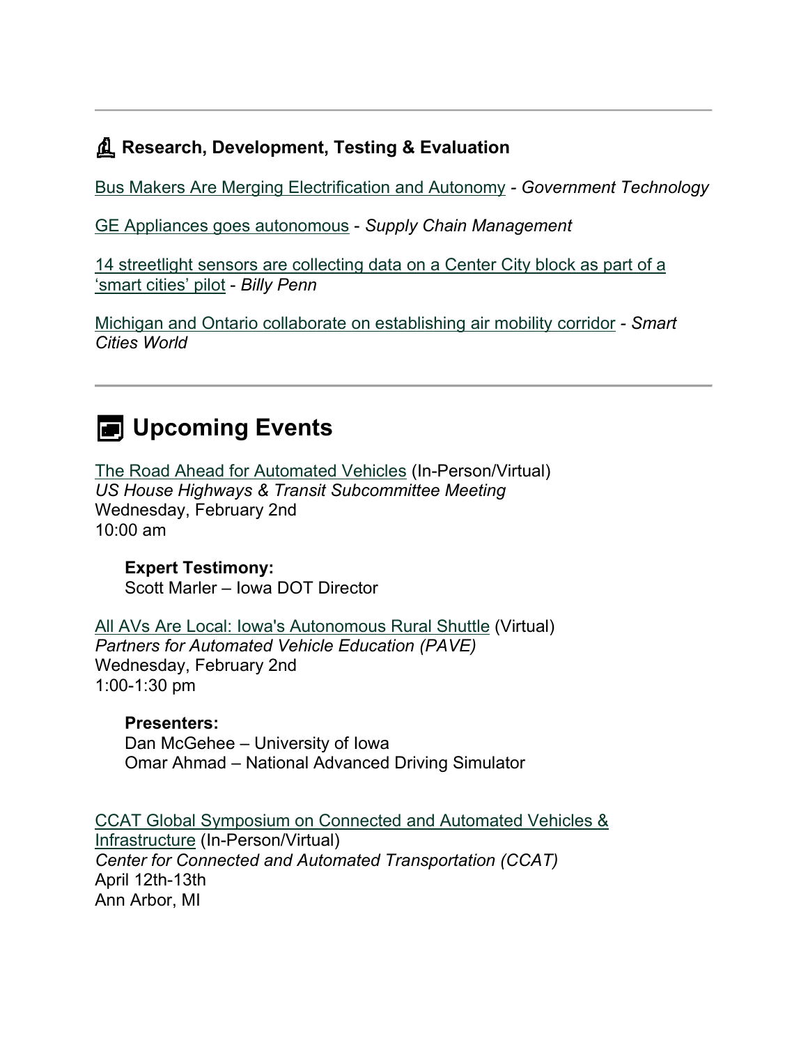---

### Research, Development, Testing & Evaluation

Bus Makers Are Merging Electrification and Autonomy - *Government Technology*

GE Appliances goes autonomous - *Supply Chain Management*

14 streetlight sensors are collecting data on a Center City block as part of a 'smart cities' pilot - *Billy Penn*

Michigan and Ontario collaborate on establishing air mobility corridor - *Smart Cities World*

---

## Upcoming Events

The Road Ahead for Automated Vehicles (In-Person/Virtual)
*US House Highways & Transit Subcommittee Meeting*
Wednesday, February 2nd
10:00 am

> **Expert Testimony:**
> Scott Marler – Iowa DOT Director

All AVs Are Local: Iowa's Autonomous Rural Shuttle (Virtual)
*Partners for Automated Vehicle Education (PAVE)*
Wednesday, February 2nd
1:00-1:30 pm

> **Presenters:**
> Dan McGehee – University of Iowa
> Omar Ahmad – National Advanced Driving Simulator

CCAT Global Symposium on Connected and Automated Vehicles & Infrastructure (In-Person/Virtual)
*Center for Connected and Automated Transportation (CCAT)*
April 12th-13th
Ann Arbor, MI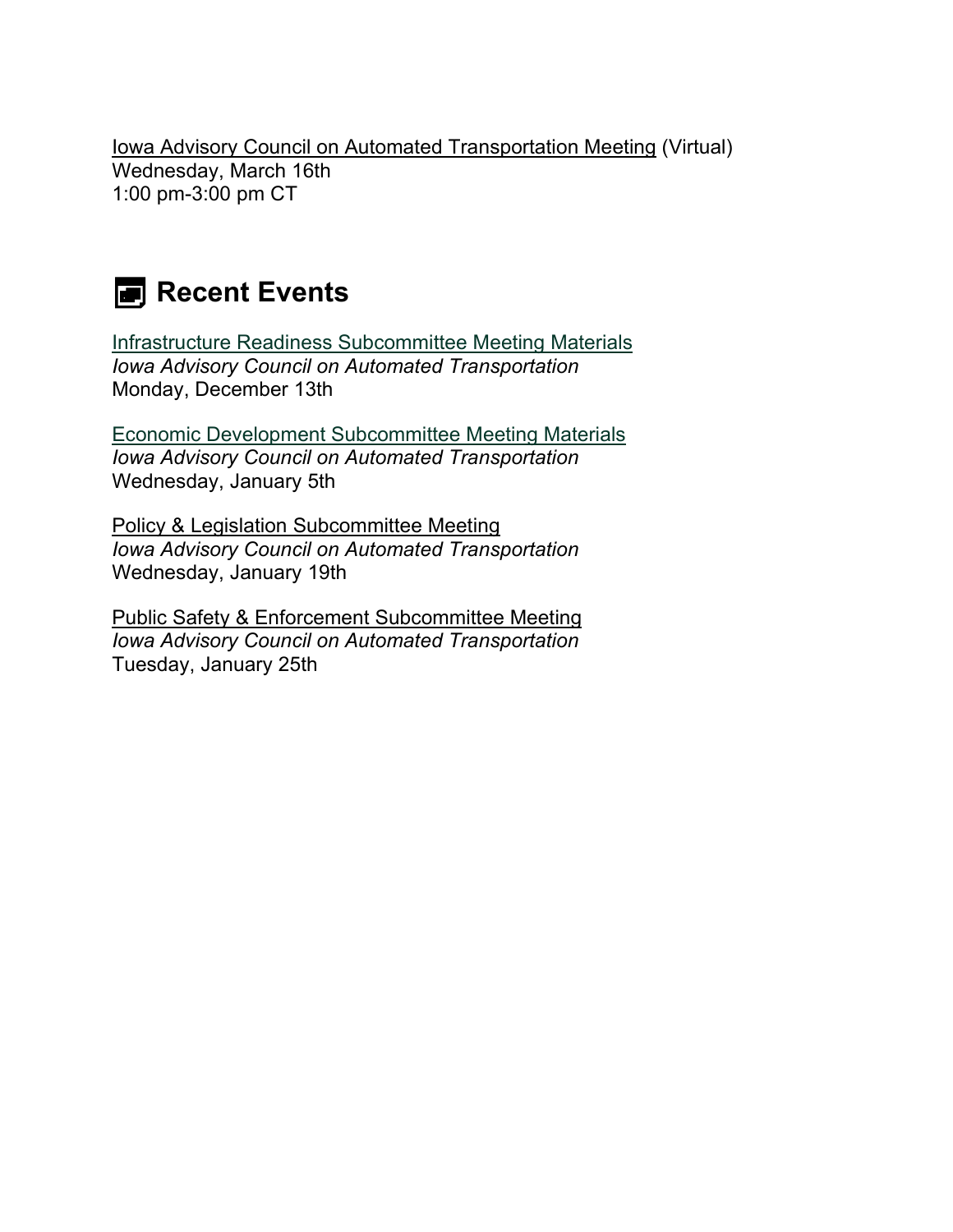Iowa Advisory Council on Automated Transportation Meeting (Virtual)
Wednesday, March 16th
1:00 pm-3:00 pm CT

## Recent Events

Infrastructure Readiness Subcommittee Meeting Materials
*Iowa Advisory Council on Automated Transportation*
Monday, December 13th

Economic Development Subcommittee Meeting Materials
*Iowa Advisory Council on Automated Transportation*
Wednesday, January 5th

Policy & Legislation Subcommittee Meeting
*Iowa Advisory Council on Automated Transportation*
Wednesday, January 19th

Public Safety & Enforcement Subcommittee Meeting
*Iowa Advisory Council on Automated Transportation*
Tuesday, January 25th